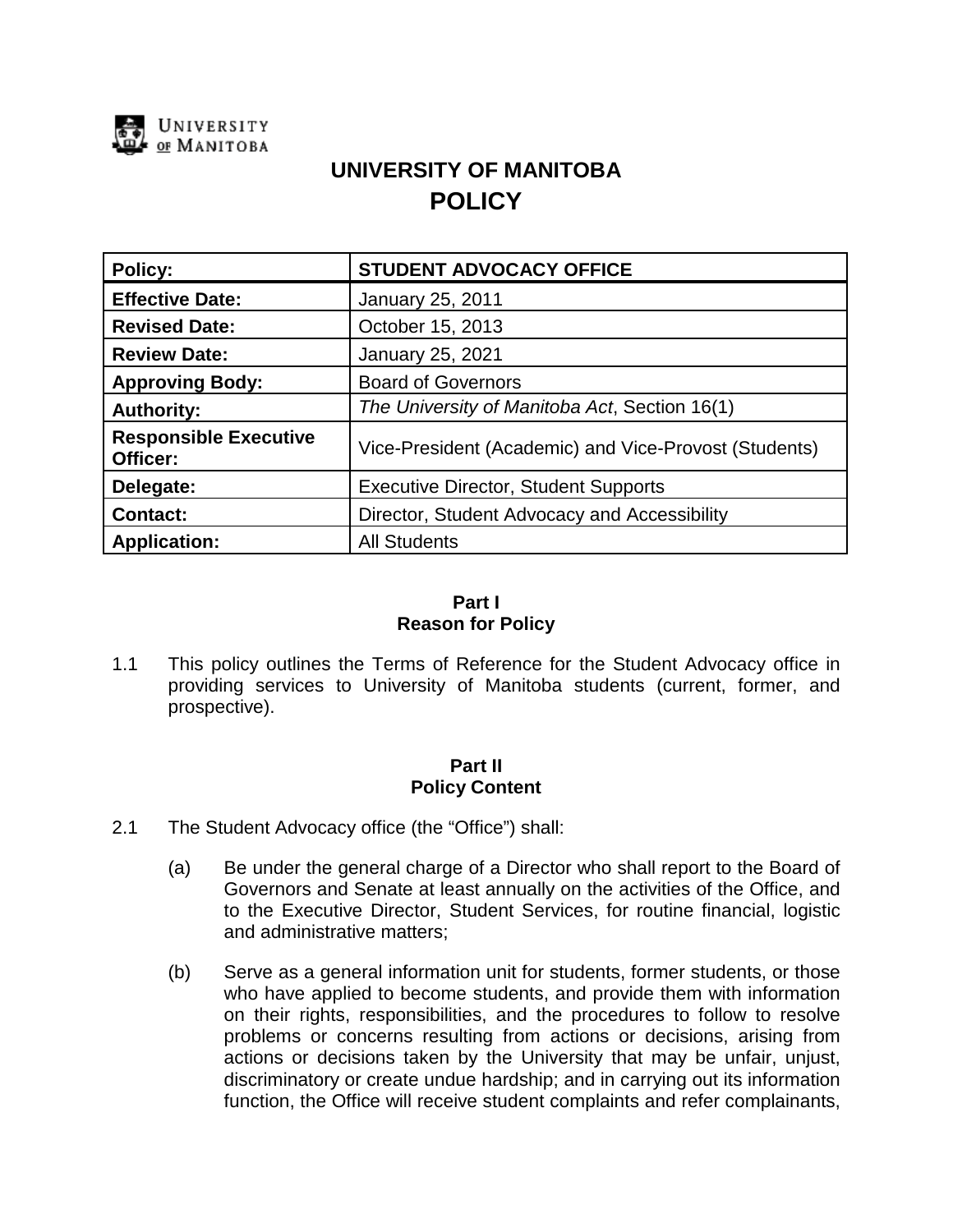UNIVERSITY OF MANITOBA

# UNIVERSITY OF MANITOBA
# POLICY

| Policy: | STUDENT ADVOCACY OFFICE |
|---|---|
| Effective Date: | January 25, 2011 |
| Revised Date: | October 15, 2013 |
| Review Date: | January 25, 2021 |
| Approving Body: | Board of Governors |
| Authority: | *The University of Manitoba Act*, Section 16(1) |
| Responsible Executive Officer: | Vice-President (Academic) and Vice-Provost (Students) |
| Delegate: | Executive Director, Student Supports |
| Contact: | Director, Student Advocacy and Accessibility |
| Application: | All Students |

## Part I
## Reason for Policy

1.1 This policy outlines the Terms of Reference for the Student Advocacy office in providing services to University of Manitoba students (current, former, and prospective).

## Part II
## Policy Content

2.1 The Student Advocacy office (the "Office") shall:

(a) Be under the general charge of a Director who shall report to the Board of Governors and Senate at least annually on the activities of the Office, and to the Executive Director, Student Services, for routine financial, logistic and administrative matters;

(b) Serve as a general information unit for students, former students, or those who have applied to become students, and provide them with information on their rights, responsibilities, and the procedures to follow to resolve problems or concerns resulting from actions or decisions, arising from actions or decisions taken by the University that may be unfair, unjust, discriminatory or create undue hardship; and in carrying out its information function, the Office will receive student complaints and refer complainants,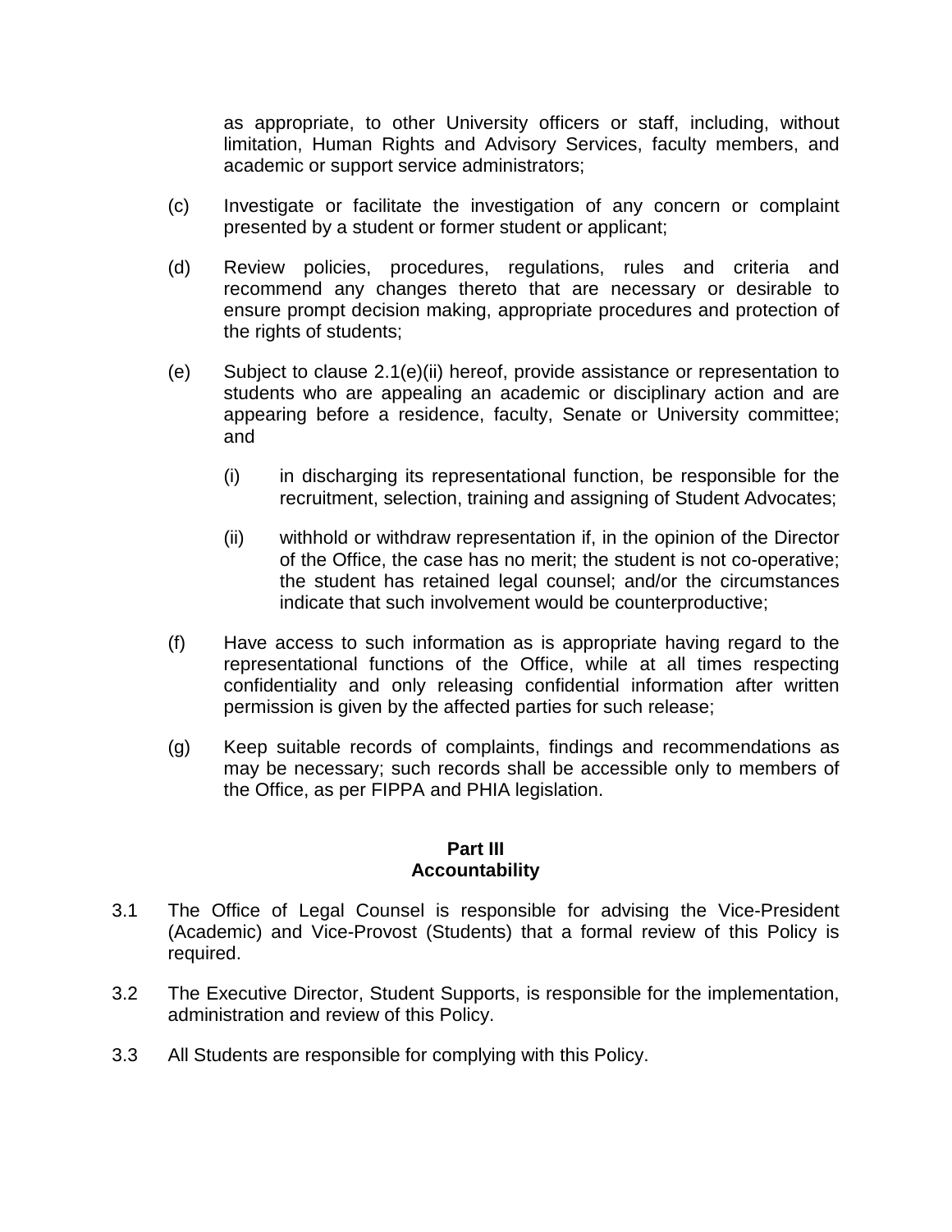as appropriate, to other University officers or staff, including, without limitation, Human Rights and Advisory Services, faculty members, and academic or support service administrators;

(c) Investigate or facilitate the investigation of any concern or complaint presented by a student or former student or applicant;

(d) Review policies, procedures, regulations, rules and criteria and recommend any changes thereto that are necessary or desirable to ensure prompt decision making, appropriate procedures and protection of the rights of students;

(e) Subject to clause 2.1(e)(ii) hereof, provide assistance or representation to students who are appealing an academic or disciplinary action and are appearing before a residence, faculty, Senate or University committee; and

   (i) in discharging its representational function, be responsible for the recruitment, selection, training and assigning of Student Advocates;

   (ii) withhold or withdraw representation if, in the opinion of the Director of the Office, the case has no merit; the student is not co-operative; the student has retained legal counsel; and/or the circumstances indicate that such involvement would be counterproductive;

(f) Have access to such information as is appropriate having regard to the representational functions of the Office, while at all times respecting confidentiality and only releasing confidential information after written permission is given by the affected parties for such release;

(g) Keep suitable records of complaints, findings and recommendations as may be necessary; such records shall be accessible only to members of the Office, as per FIPPA and PHIA legislation.

## Part III
## Accountability

3.1 The Office of Legal Counsel is responsible for advising the Vice-President (Academic) and Vice-Provost (Students) that a formal review of this Policy is required.

3.2 The Executive Director, Student Supports, is responsible for the implementation, administration and review of this Policy.

3.3 All Students are responsible for complying with this Policy.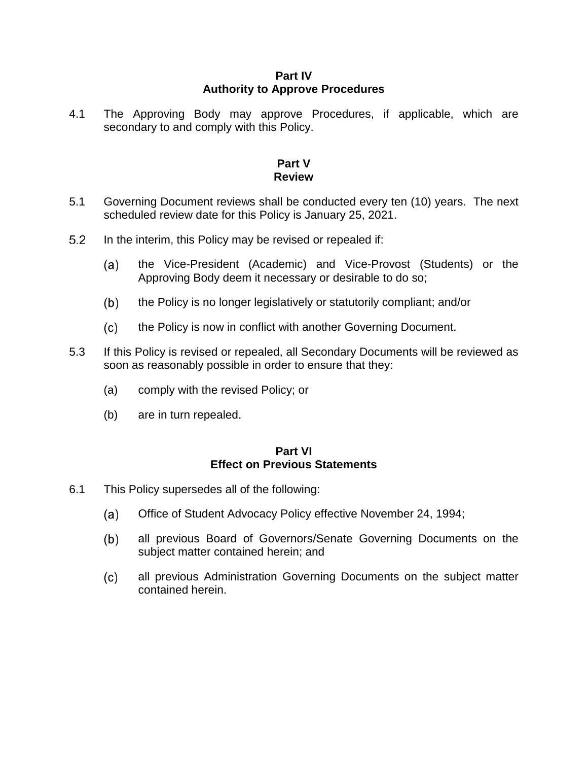## Part IV
## Authority to Approve Procedures

4.1 The Approving Body may approve Procedures, if applicable, which are secondary to and comply with this Policy.

## Part V
## Review

5.1 Governing Document reviews shall be conducted every ten (10) years. The next scheduled review date for this Policy is January 25, 2021.

5.2 In the interim, this Policy may be revised or repealed if:

(a) the Vice-President (Academic) and Vice-Provost (Students) or the Approving Body deem it necessary or desirable to do so;

(b) the Policy is no longer legislatively or statutorily compliant; and/or

(c) the Policy is now in conflict with another Governing Document.

5.3 If this Policy is revised or repealed, all Secondary Documents will be reviewed as soon as reasonably possible in order to ensure that they:

(a) comply with the revised Policy; or

(b) are in turn repealed.

## Part VI
## Effect on Previous Statements

6.1 This Policy supersedes all of the following:

(a) Office of Student Advocacy Policy effective November 24, 1994;

(b) all previous Board of Governors/Senate Governing Documents on the subject matter contained herein; and

(c) all previous Administration Governing Documents on the subject matter contained herein.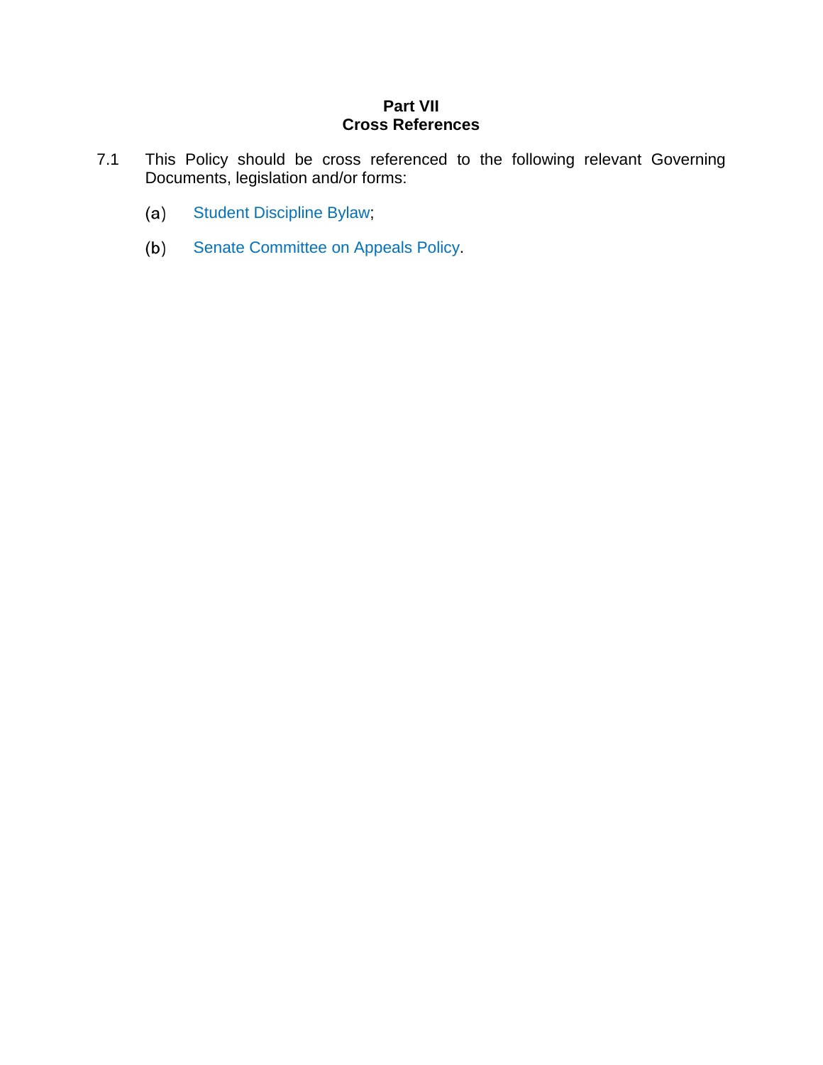## Part VII
## Cross References

7.1 This Policy should be cross referenced to the following relevant Governing Documents, legislation and/or forms:

(a) Student Discipline Bylaw;

(b) Senate Committee on Appeals Policy.